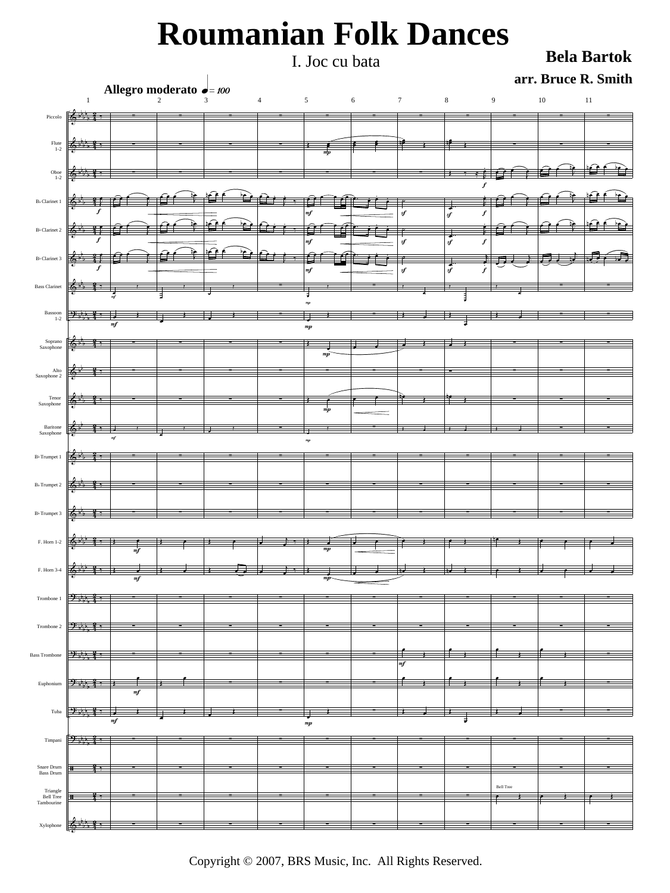# Roumanian Folk Dances

I. Joc cu bata

**Bela Bartok**

**arr. Bruce R. Smith**

**Allegro moderato** ♩ = 100

Copyright © 2007, BRS Music, Inc. All Rights Reserved.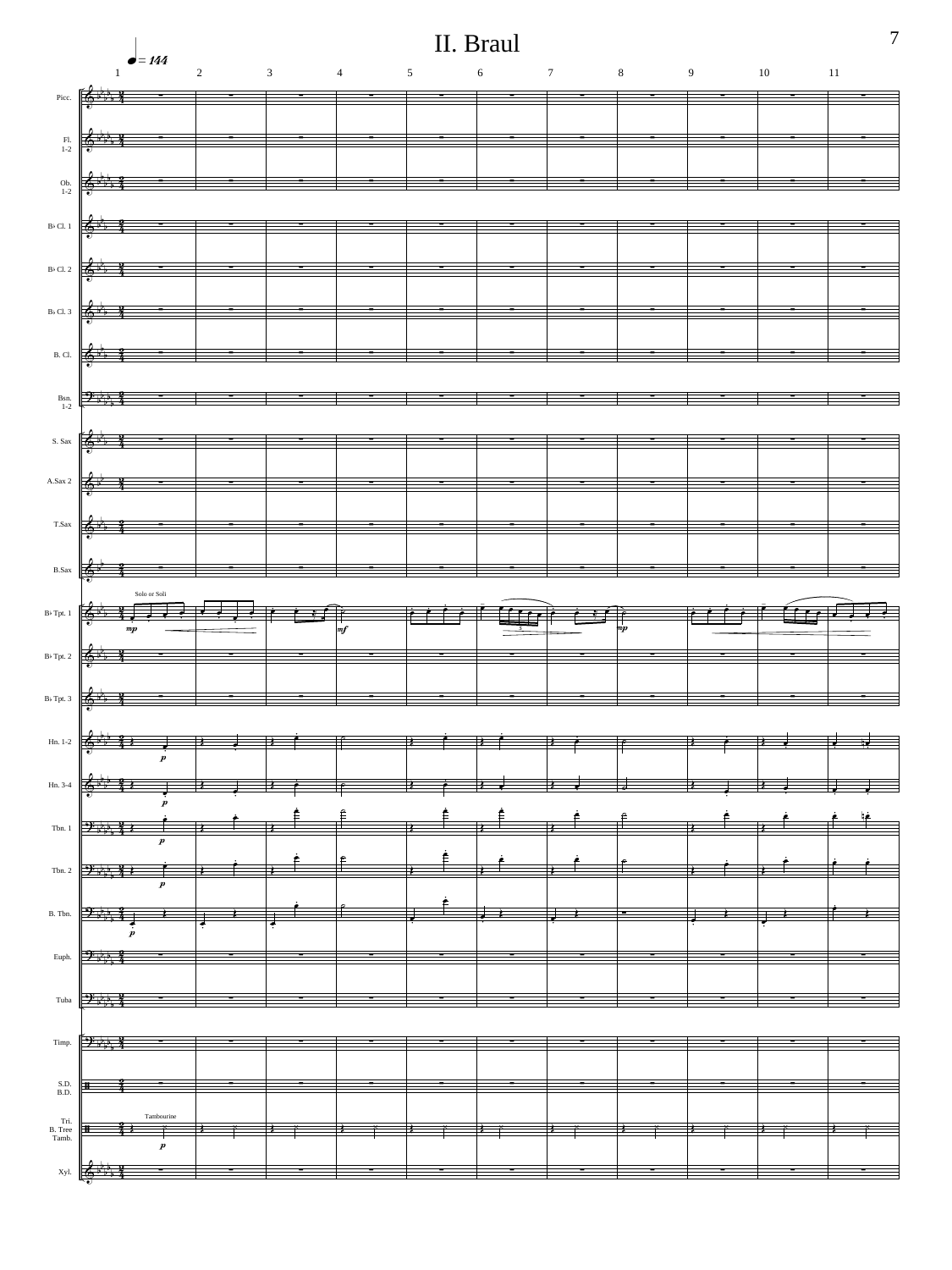# II. Braul